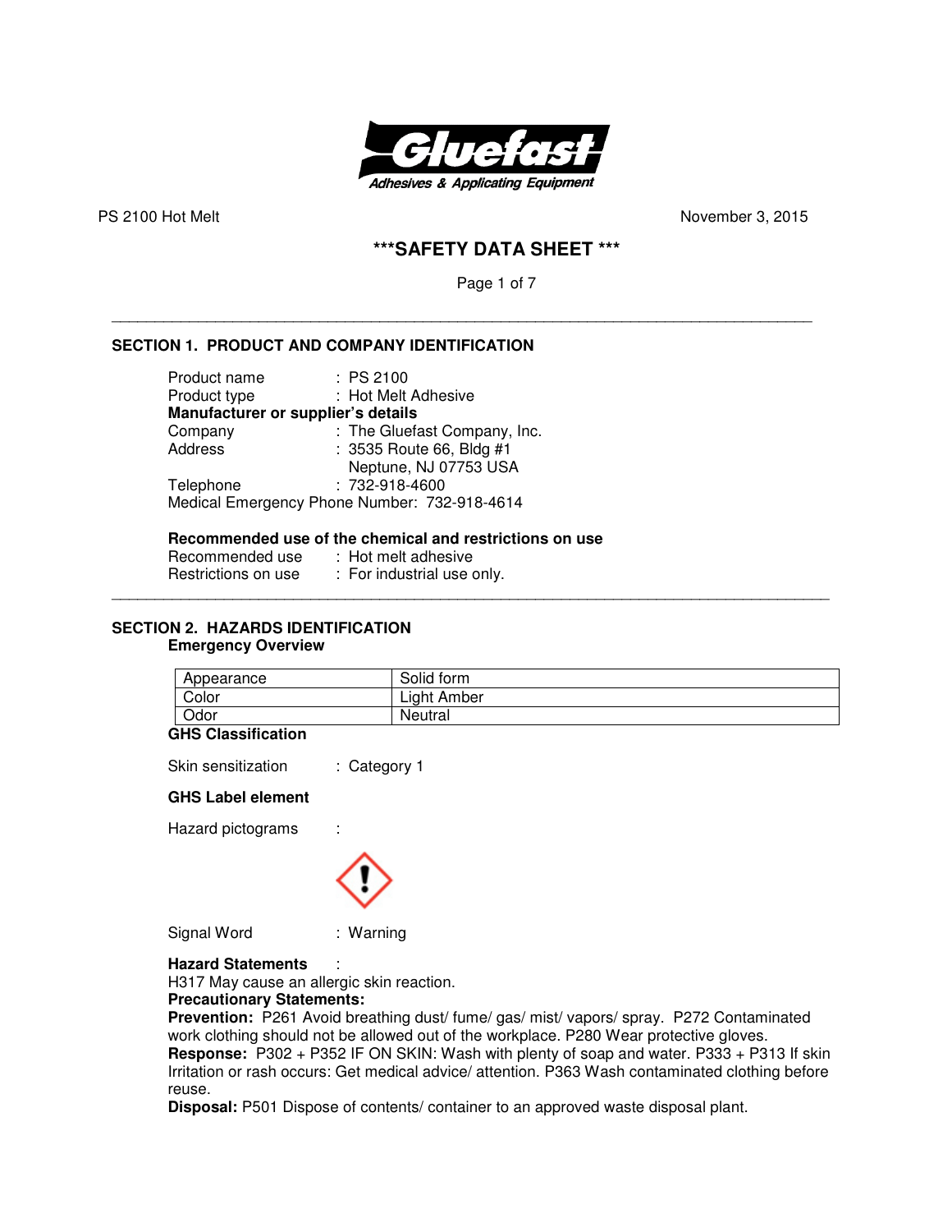PS 2100 Hot Melt November 3, 2015

# ***SAFETY DATA SHEET ***

## SECTION 1. PRODUCT AND COMPANY IDENTIFICATION

Product name : PS 2100
Product type : Hot Melt Adhesive

**Manufacturer or supplier's details**

Company : The Gluefast Company, Inc.
Address : 3535 Route 66, Bldg #1
Neptune, NJ 07753 USA
Telephone : 732-918-4600
Medical Emergency Phone Number: 732-918-4614

**Recommended use of the chemical and restrictions on use**

Recommended use : Hot melt adhesive
Restrictions on use : For industrial use only.

## SECTION 2. HAZARDS IDENTIFICATION

**Emergency Overview**

| Appearance | Solid form |
|---|---|
| Color | Light Amber |
| Odor | Neutral |

**GHS Classification**

Skin sensitization : Category 1

**GHS Label element**

Hazard pictograms :

Signal Word : Warning

**Hazard Statements** :

H317 May cause an allergic skin reaction.

**Precautionary Statements:**

**Prevention:** P261 Avoid breathing dust/ fume/ gas/ mist/ vapors/ spray. P272 Contaminated work clothing should not be allowed out of the workplace. P280 Wear protective gloves.

**Response:** P302 + P352 IF ON SKIN: Wash with plenty of soap and water. P333 + P313 If skin Irritation or rash occurs: Get medical advice/ attention. P363 Wash contaminated clothing before reuse.

**Disposal:** P501 Dispose of contents/ container to an approved waste disposal plant.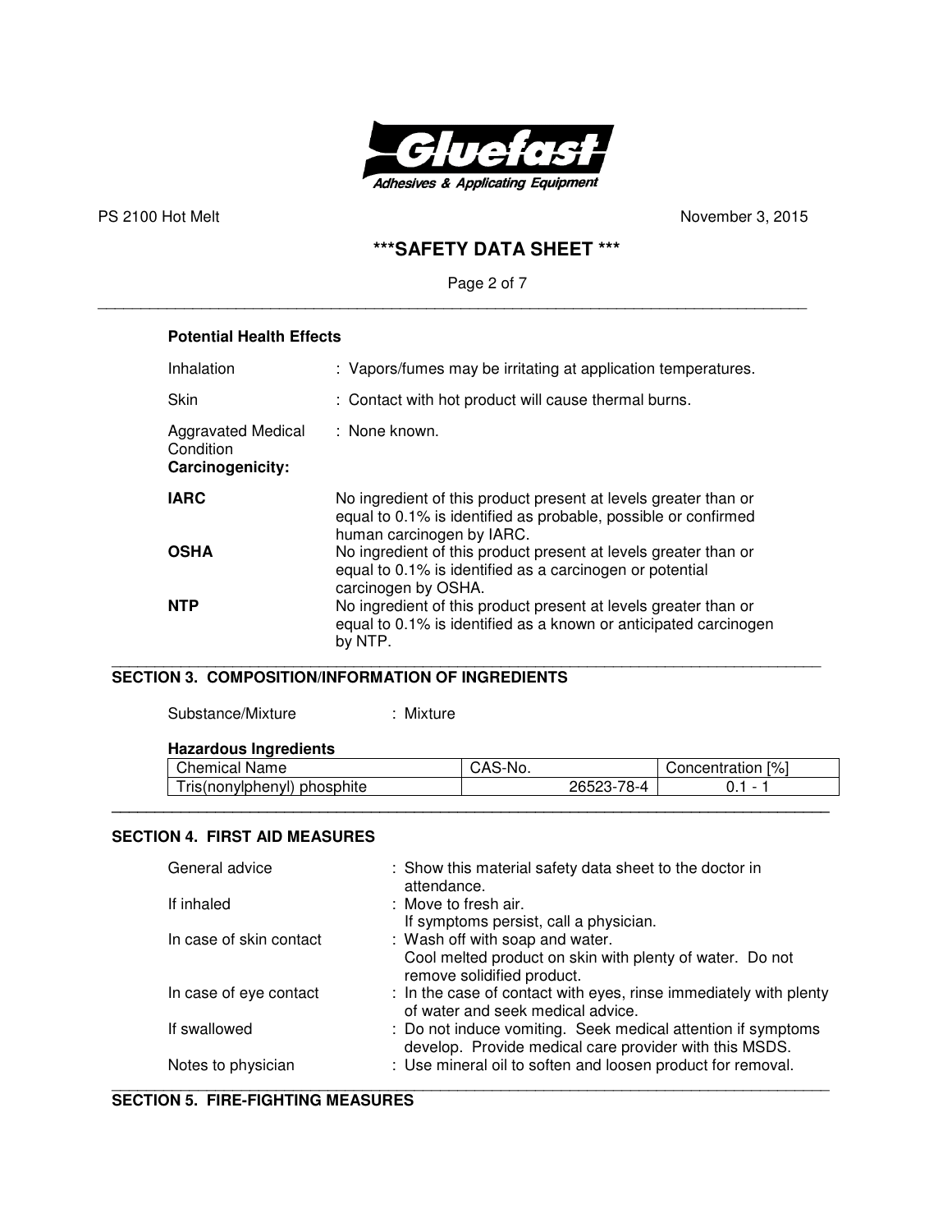**Potential Health Effects**

| | |
|---|---|
| Inhalation | : Vapors/fumes may be irritating at application temperatures. |
| Skin | : Contact with hot product will cause thermal burns. |
| Aggravated Medical Condition | : None known. |

**Carcinogenicity:**

| | |
|---|---|
| **IARC** | No ingredient of this product present at levels greater than or equal to 0.1% is identified as probable, possible or confirmed human carcinogen by IARC. |
| **OSHA** | No ingredient of this product present at levels greater than or equal to 0.1% is identified as a carcinogen or potential carcinogen by OSHA. |
| **NTP** | No ingredient of this product present at levels greater than or equal to 0.1% is identified as a known or anticipated carcinogen by NTP. |

## SECTION 3. COMPOSITION/INFORMATION OF INGREDIENTS

Substance/Mixture : Mixture

**Hazardous Ingredients**

| Chemical Name | CAS-No. | Concentration [%] |
|---|---|---|
| Tris(nonylphenyl) phosphite | 26523-78-4 | 0.1 - 1 |

## SECTION 4. FIRST AID MEASURES

| | |
|---|---|
| General advice | : Show this material safety data sheet to the doctor in attendance. |
| If inhaled | : Move to fresh air. If symptoms persist, call a physician. |
| In case of skin contact | : Wash off with soap and water. Cool melted product on skin with plenty of water. Do not remove solidified product. |
| In case of eye contact | : In the case of contact with eyes, rinse immediately with plenty of water and seek medical advice. |
| If swallowed | : Do not induce vomiting. Seek medical attention if symptoms develop. Provide medical care provider with this MSDS. |
| Notes to physician | : Use mineral oil to soften and loosen product for removal. |

## SECTION 5. FIRE-FIGHTING MEASURES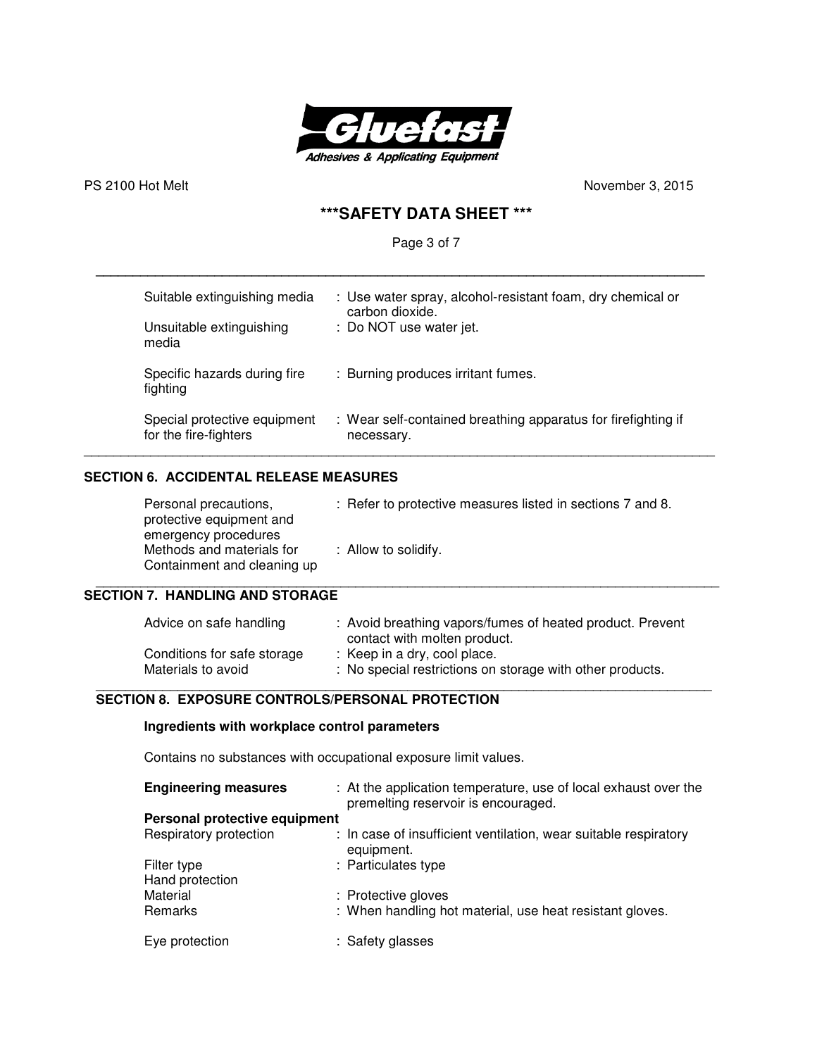| | |
|---|---|
| Suitable extinguishing media | : Use water spray, alcohol-resistant foam, dry chemical or carbon dioxide. |
| Unsuitable extinguishing media | : Do NOT use water jet. |
| Specific hazards during fire fighting | : Burning produces irritant fumes. |
| Special protective equipment for the fire-fighters | : Wear self-contained breathing apparatus for firefighting if necessary. |

## SECTION 6. ACCIDENTAL RELEASE MEASURES

| | |
|---|---|
| Personal precautions, protective equipment and emergency procedures | : Refer to protective measures listed in sections 7 and 8. |
| Methods and materials for Containment and cleaning up | : Allow to solidify. |

## SECTION 7. HANDLING AND STORAGE

| | |
|---|---|
| Advice on safe handling | : Avoid breathing vapors/fumes of heated product. Prevent contact with molten product. |
| Conditions for safe storage | : Keep in a dry, cool place. |
| Materials to avoid | : No special restrictions on storage with other products. |

## SECTION 8. EXPOSURE CONTROLS/PERSONAL PROTECTION

**Ingredients with workplace control parameters**

Contains no substances with occupational exposure limit values.

| | |
|---|---|
| **Engineering measures** | : At the application temperature, use of local exhaust over the premelting reservoir is encouraged. |
| **Personal protective equipment** | |
| Respiratory protection | : In case of insufficient ventilation, wear suitable respiratory equipment. |
| Filter type | : Particulates type |
| Hand protection | |
| Material | : Protective gloves |
| Remarks | : When handling hot material, use heat resistant gloves. |
| Eye protection | : Safety glasses |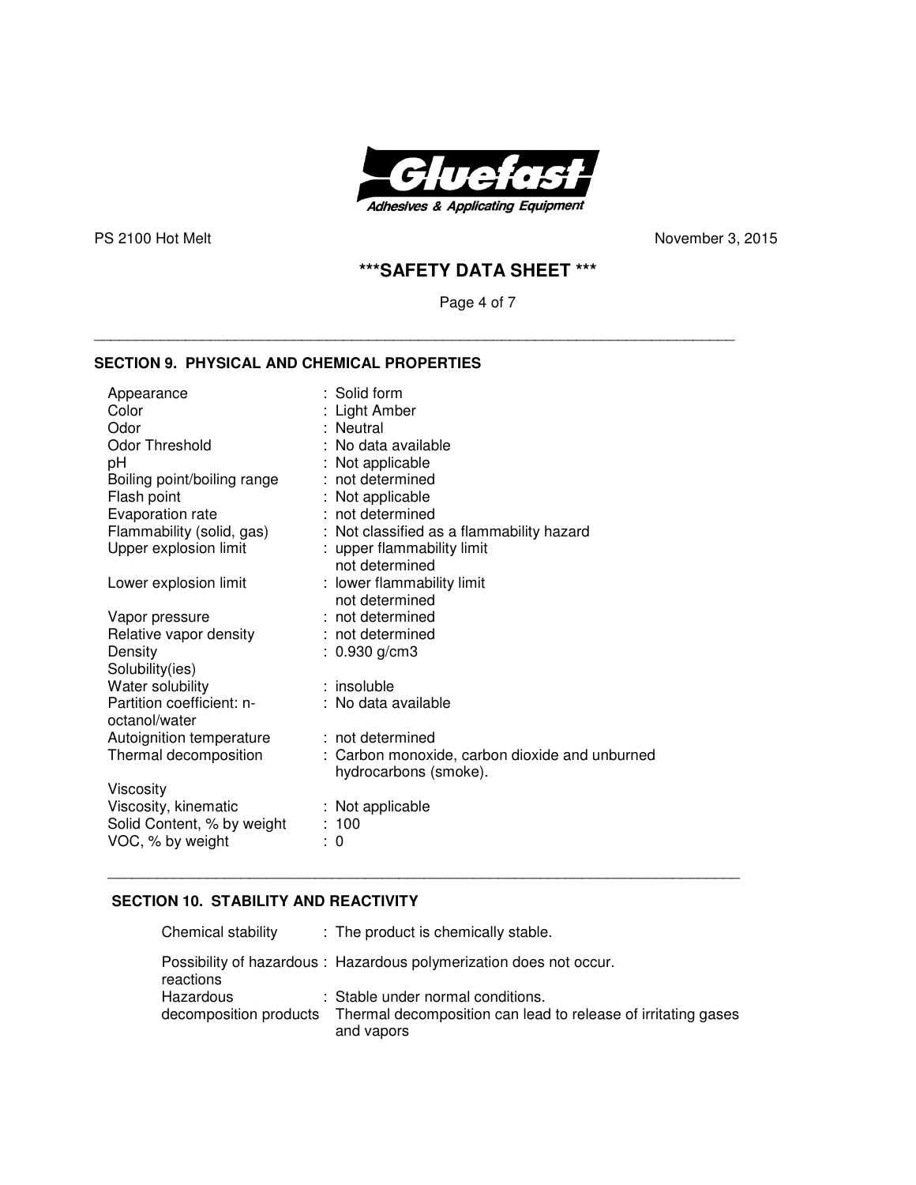## SECTION 9. PHYSICAL AND CHEMICAL PROPERTIES

| Property | Value |
|---|---|
| Appearance | : Solid form |
| Color | : Light Amber |
| Odor | : Neutral |
| Odor Threshold | : No data available |
| pH | : Not applicable |
| Boiling point/boiling range | : not determined |
| Flash point | : Not applicable |
| Evaporation rate | : not determined |
| Flammability (solid, gas) | : Not classified as a flammability hazard |
| Upper explosion limit | : upper flammability limit not determined |
| Lower explosion limit | : lower flammability limit not determined |
| Vapor pressure | : not determined |
| Relative vapor density | : not determined |
| Density | : 0.930 g/cm3 |
| Solubility(ies) | |
| Water solubility | : insoluble |
| Partition coefficient: n-octanol/water | : No data available |
| Autoignition temperature | : not determined |
| Thermal decomposition | : Carbon monoxide, carbon dioxide and unburned hydrocarbons (smoke). |
| Viscosity | |
| Viscosity, kinematic | : Not applicable |
| Solid Content, % by weight | : 100 |
| VOC, % by weight | : 0 |

## SECTION 10. STABILITY AND REACTIVITY

| Property | Value |
|---|---|
| Chemical stability | : The product is chemically stable. |
| Possibility of hazardous reactions | : Hazardous polymerization does not occur. |
| Hazardous decomposition products | : Stable under normal conditions. Thermal decomposition can lead to release of irritating gases and vapors |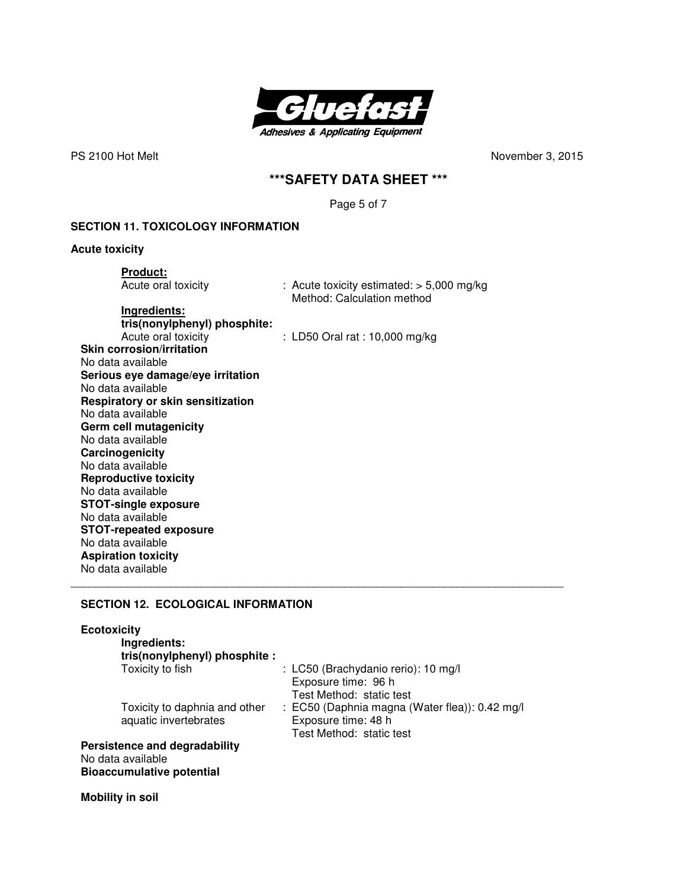## SECTION 11. TOXICOLOGY INFORMATION

### Acute toxicity

**Product:**

Acute oral toxicity : Acute toxicity estimated: > 5,000 mg/kg
Method: Calculation method

**Ingredients:**

**tris(nonylphenyl) phosphite:**

Acute oral toxicity : LD50 Oral rat : 10,000 mg/kg

**Skin corrosion/irritation**
No data available

**Serious eye damage/eye irritation**
No data available

**Respiratory or skin sensitization**
No data available

**Germ cell mutagenicity**
No data available

**Carcinogenicity**
No data available

**Reproductive toxicity**
No data available

**STOT-single exposure**
No data available

**STOT-repeated exposure**
No data available

**Aspiration toxicity**
No data available

---

## SECTION 12. ECOLOGICAL INFORMATION

### Ecotoxicity

**Ingredients:**

**tris(nonylphenyl) phosphite :**

Toxicity to fish : LC50 (Brachydanio rerio): 10 mg/l
Exposure time: 96 h
Test Method: static test

Toxicity to daphnia and other aquatic invertebrates : EC50 (Daphnia magna (Water flea)): 0.42 mg/l
Exposure time: 48 h
Test Method: static test

**Persistence and degradability**
No data available

**Bioaccumulative potential**

**Mobility in soil**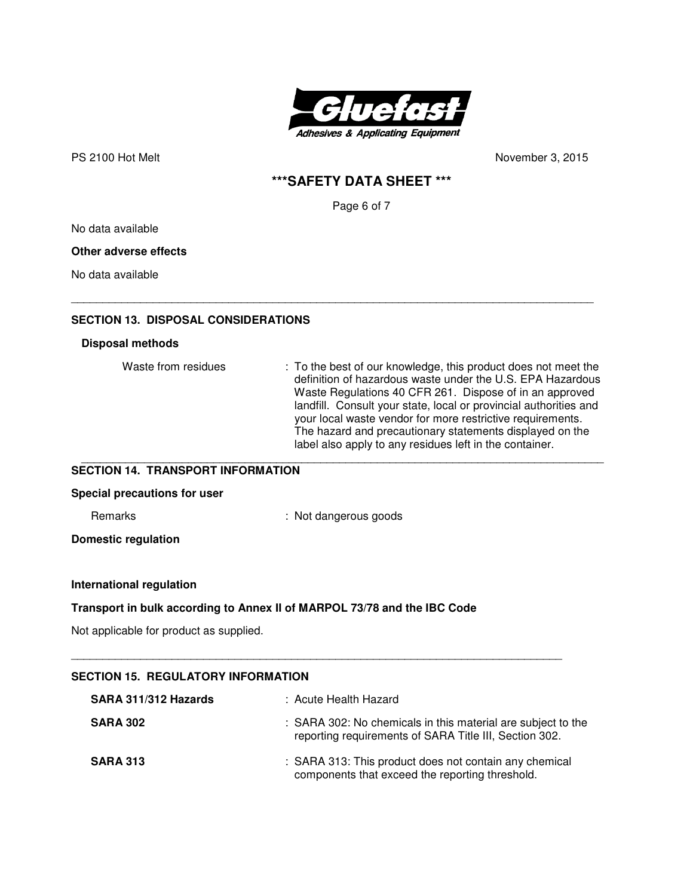No data available

**Other adverse effects**

No data available

---

## SECTION 13. DISPOSAL CONSIDERATIONS

**Disposal methods**

| | |
|---|---|
| Waste from residues | : To the best of our knowledge, this product does not meet the definition of hazardous waste under the U.S. EPA Hazardous Waste Regulations 40 CFR 261. Dispose of in an approved landfill. Consult your state, local or provincial authorities and your local waste vendor for more restrictive requirements. The hazard and precautionary statements displayed on the label also apply to any residues left in the container. |

---

## SECTION 14. TRANSPORT INFORMATION

**Special precautions for user**

| | |
|---|---|
| Remarks | : Not dangerous goods |

**Domestic regulation**

**International regulation**

**Transport in bulk according to Annex II of MARPOL 73/78 and the IBC Code**

Not applicable for product as supplied.

---

## SECTION 15. REGULATORY INFORMATION

| | |
|---|---|
| **SARA 311/312 Hazards** | : Acute Health Hazard |
| **SARA 302** | : SARA 302: No chemicals in this material are subject to the reporting requirements of SARA Title III, Section 302. |
| **SARA 313** | : SARA 313: This product does not contain any chemical components that exceed the reporting threshold. |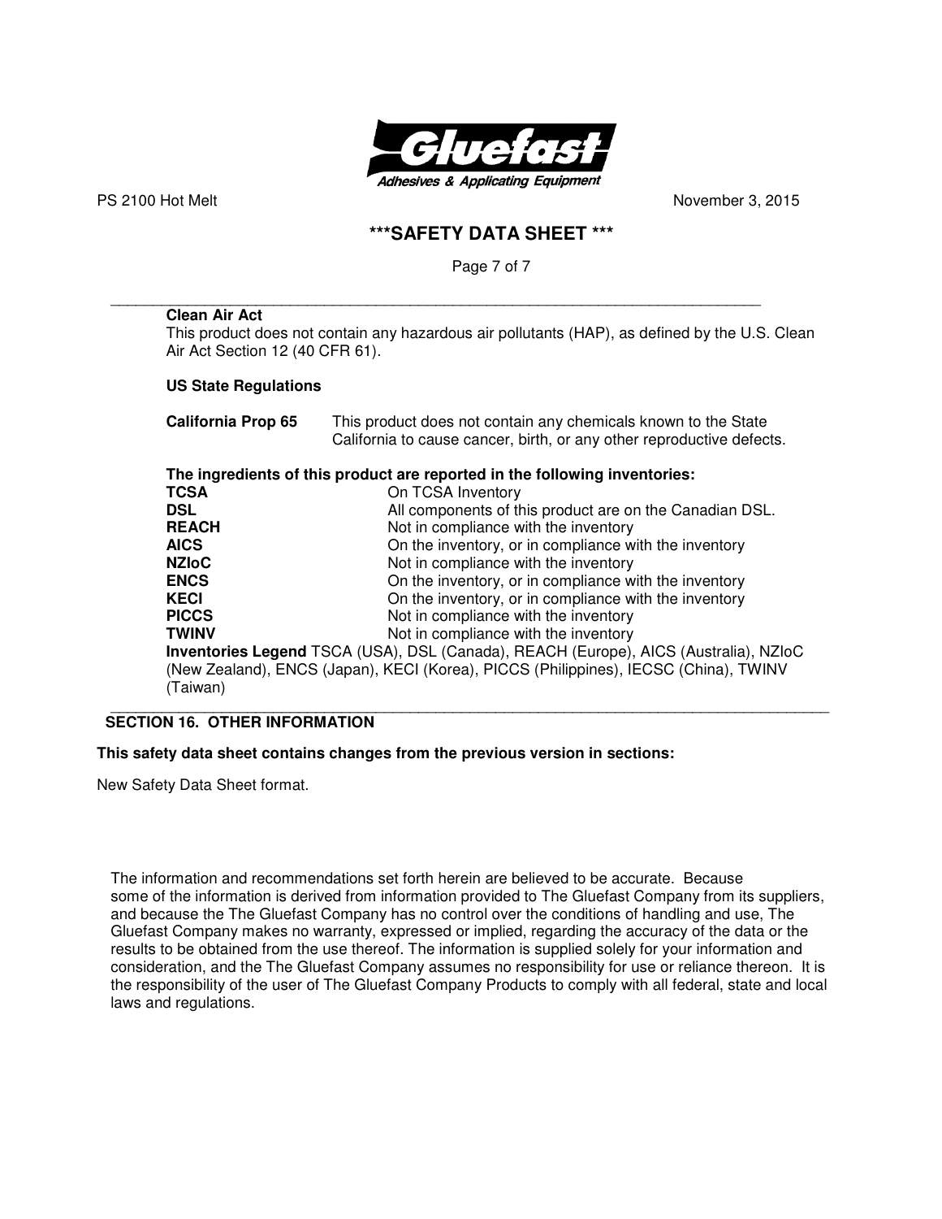**Clean Air Act**

This product does not contain any hazardous air pollutants (HAP), as defined by the U.S. Clean Air Act Section 12 (40 CFR 61).

**US State Regulations**

**California Prop 65** This product does not contain any chemicals known to the State California to cause cancer, birth, or any other reproductive defects.

**The ingredients of this product are reported in the following inventories:**

| | |
|---|---|
| **TCSA** | On TCSA Inventory |
| **DSL** | All components of this product are on the Canadian DSL. |
| **REACH** | Not in compliance with the inventory |
| **AICS** | On the inventory, or in compliance with the inventory |
| **NZIoC** | Not in compliance with the inventory |
| **ENCS** | On the inventory, or in compliance with the inventory |
| **KECI** | On the inventory, or in compliance with the inventory |
| **PICCS** | Not in compliance with the inventory |
| **TWINV** | Not in compliance with the inventory |

**Inventories Legend** TSCA (USA), DSL (Canada), REACH (Europe), AICS (Australia), NZIoC (New Zealand), ENCS (Japan), KECI (Korea), PICCS (Philippines), IECSC (China), TWINV (Taiwan)

## SECTION 16. OTHER INFORMATION

**This safety data sheet contains changes from the previous version in sections:**

New Safety Data Sheet format.

The information and recommendations set forth herein are believed to be accurate. Because some of the information is derived from information provided to The Gluefast Company from its suppliers, and because the The Gluefast Company has no control over the conditions of handling and use, The Gluefast Company makes no warranty, expressed or implied, regarding the accuracy of the data or the results to be obtained from the use thereof. The information is supplied solely for your information and consideration, and the The Gluefast Company assumes no responsibility for use or reliance thereon. It is the responsibility of the user of The Gluefast Company Products to comply with all federal, state and local laws and regulations.